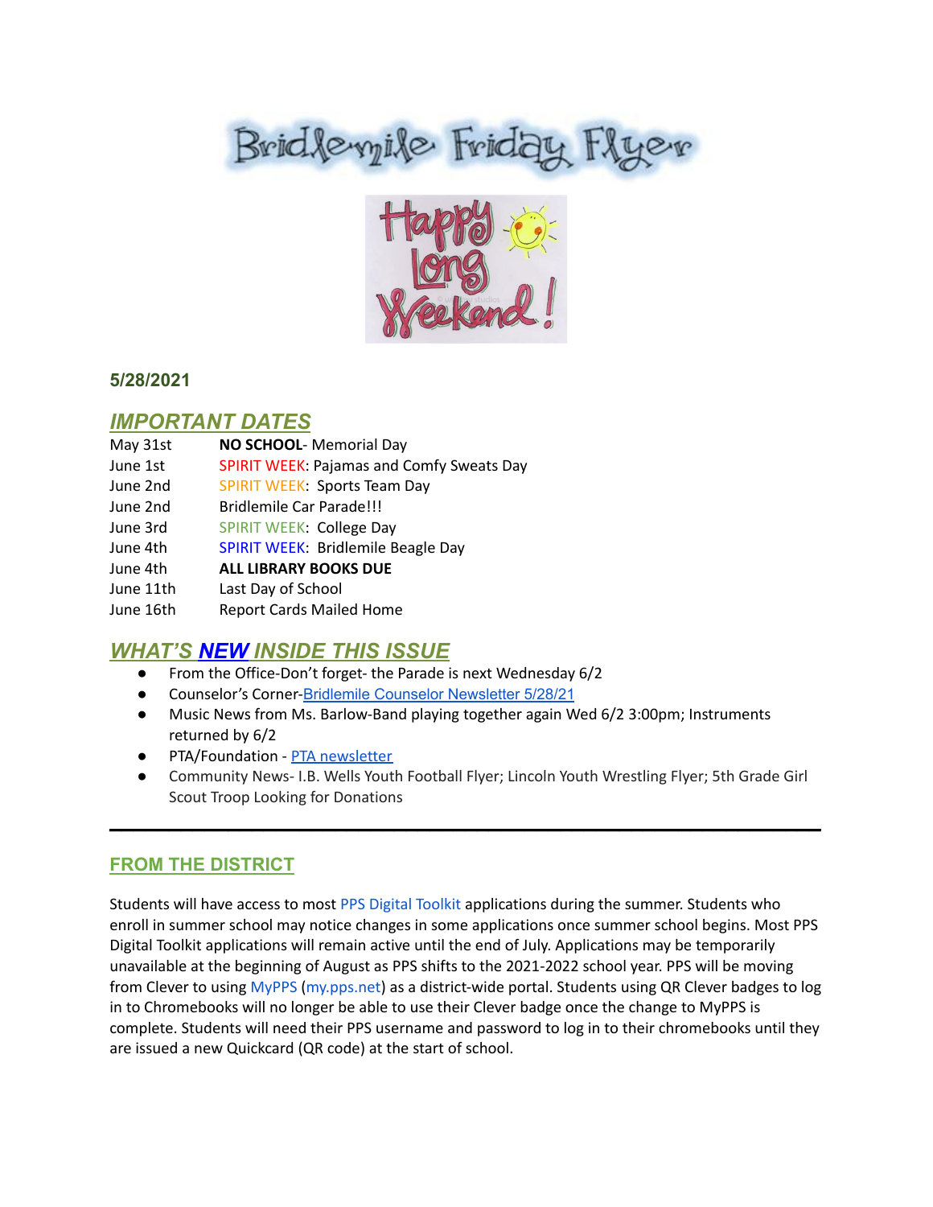# Bridlemile Friday Flyer

Happy Long Weekend!

**5/28/2021**

## *IMPORTANT DATES*

| | |
|---|---|
| May 31st | **NO SCHOOL**- Memorial Day |
| June 1st | SPIRIT WEEK: Pajamas and Comfy Sweats Day |
| June 2nd | SPIRIT WEEK: Sports Team Day |
| June 2nd | Bridlemile Car Parade!!! |
| June 3rd | SPIRIT WEEK: College Day |
| June 4th | SPIRIT WEEK: Bridlemile Beagle Day |
| June 4th | **ALL LIBRARY BOOKS DUE** |
| June 11th | Last Day of School |
| June 16th | Report Cards Mailed Home |

## *WHAT'S NEW INSIDE THIS ISSUE*

- From the Office-Don't forget- the Parade is next Wednesday 6/2
- Counselor's Corner-Bridlemile Counselor Newsletter 5/28/21
- Music News from Ms. Barlow-Band playing together again Wed 6/2 3:00pm; Instruments returned by 6/2
- PTA/Foundation - PTA newsletter
- Community News- I.B. Wells Youth Football Flyer; Lincoln Youth Wrestling Flyer; 5th Grade Girl Scout Troop Looking for Donations

---

## FROM THE DISTRICT

Students will have access to most PPS Digital Toolkit applications during the summer. Students who enroll in summer school may notice changes in some applications once summer school begins. Most PPS Digital Toolkit applications will remain active until the end of July. Applications may be temporarily unavailable at the beginning of August as PPS shifts to the 2021-2022 school year. PPS will be moving from Clever to using MyPPS (my.pps.net) as a district-wide portal. Students using QR Clever badges to log in to Chromebooks will no longer be able to use their Clever badge once the change to MyPPS is complete. Students will need their PPS username and password to log in to their chromebooks until they are issued a new Quickcard (QR code) at the start of school.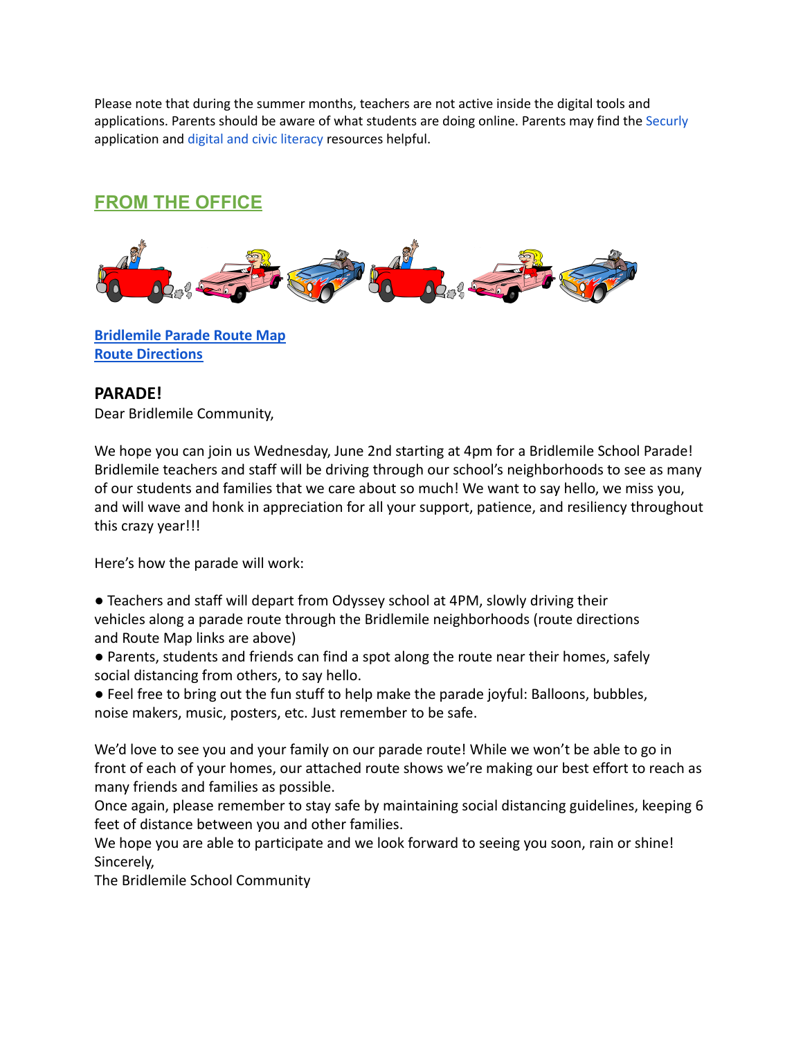Please note that during the summer months, teachers are not active inside the digital tools and applications. Parents should be aware of what students are doing online. Parents may find the Securly application and digital and civic literacy resources helpful.

## FROM THE OFFICE

**Bridlemile Parade Route Map**
**Route Directions**

### PARADE!

Dear Bridlemile Community,

We hope you can join us Wednesday, June 2nd starting at 4pm for a Bridlemile School Parade! Bridlemile teachers and staff will be driving through our school's neighborhoods to see as many of our students and families that we care about so much! We want to say hello, we miss you, and will wave and honk in appreciation for all your support, patience, and resiliency throughout this crazy year!!!

Here's how the parade will work:

- Teachers and staff will depart from Odyssey school at 4PM, slowly driving their vehicles along a parade route through the Bridlemile neighborhoods (route directions and Route Map links are above)
- Parents, students and friends can find a spot along the route near their homes, safely social distancing from others, to say hello.
- Feel free to bring out the fun stuff to help make the parade joyful: Balloons, bubbles, noise makers, music, posters, etc. Just remember to be safe.

We'd love to see you and your family on our parade route! While we won't be able to go in front of each of your homes, our attached route shows we're making our best effort to reach as many friends and families as possible.
Once again, please remember to stay safe by maintaining social distancing guidelines, keeping 6 feet of distance between you and other families.
We hope you are able to participate and we look forward to seeing you soon, rain or shine!
Sincerely,
The Bridlemile School Community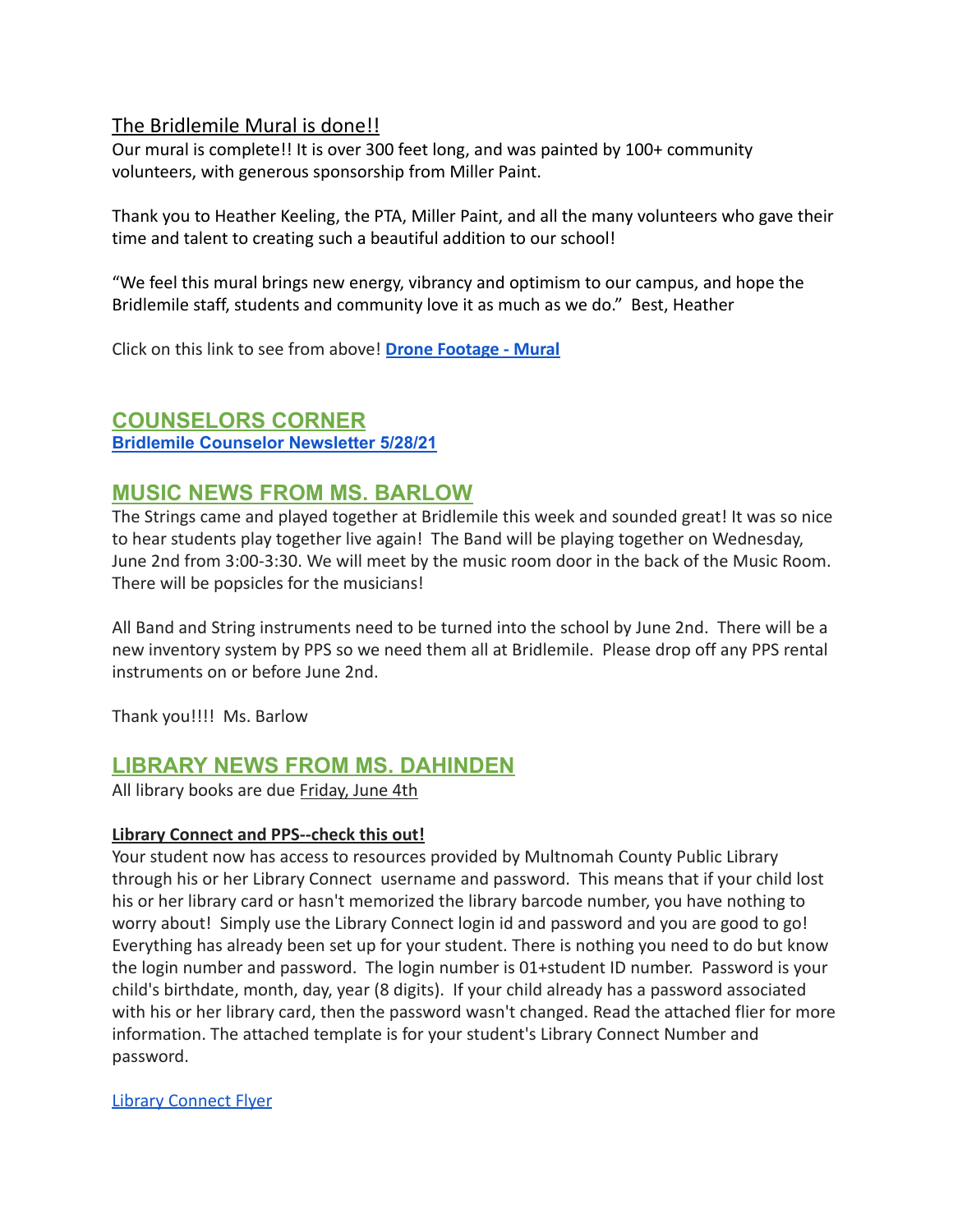## The Bridlemile Mural is done!!

Our mural is complete!! It is over 300 feet long, and was painted by 100+ community volunteers, with generous sponsorship from Miller Paint.

Thank you to Heather Keeling, the PTA, Miller Paint, and all the many volunteers who gave their time and talent to creating such a beautiful addition to our school!

"We feel this mural brings new energy, vibrancy and optimism to our campus, and hope the Bridlemile staff, students and community love it as much as we do." Best, Heather

Click on this link to see from above! **Drone Footage - Mural**

## COUNSELORS CORNER

**Bridlemile Counselor Newsletter 5/28/21**

## MUSIC NEWS FROM MS. BARLOW

The Strings came and played together at Bridlemile this week and sounded great! It was so nice to hear students play together live again! The Band will be playing together on Wednesday, June 2nd from 3:00-3:30. We will meet by the music room door in the back of the Music Room. There will be popsicles for the musicians!

All Band and String instruments need to be turned into the school by June 2nd. There will be a new inventory system by PPS so we need them all at Bridlemile. Please drop off any PPS rental instruments on or before June 2nd.

Thank you!!!! Ms. Barlow

## LIBRARY NEWS FROM MS. DAHINDEN

All library books are due Friday, June 4th

**Library Connect and PPS--check this out!**

Your student now has access to resources provided by Multnomah County Public Library through his or her Library Connect username and password. This means that if your child lost his or her library card or hasn't memorized the library barcode number, you have nothing to worry about! Simply use the Library Connect login id and password and you are good to go! Everything has already been set up for your student. There is nothing you need to do but know the login number and password. The login number is 01+student ID number. Password is your child's birthdate, month, day, year (8 digits). If your child already has a password associated with his or her library card, then the password wasn't changed. Read the attached flier for more information. The attached template is for your student's Library Connect Number and password.

Library Connect Flyer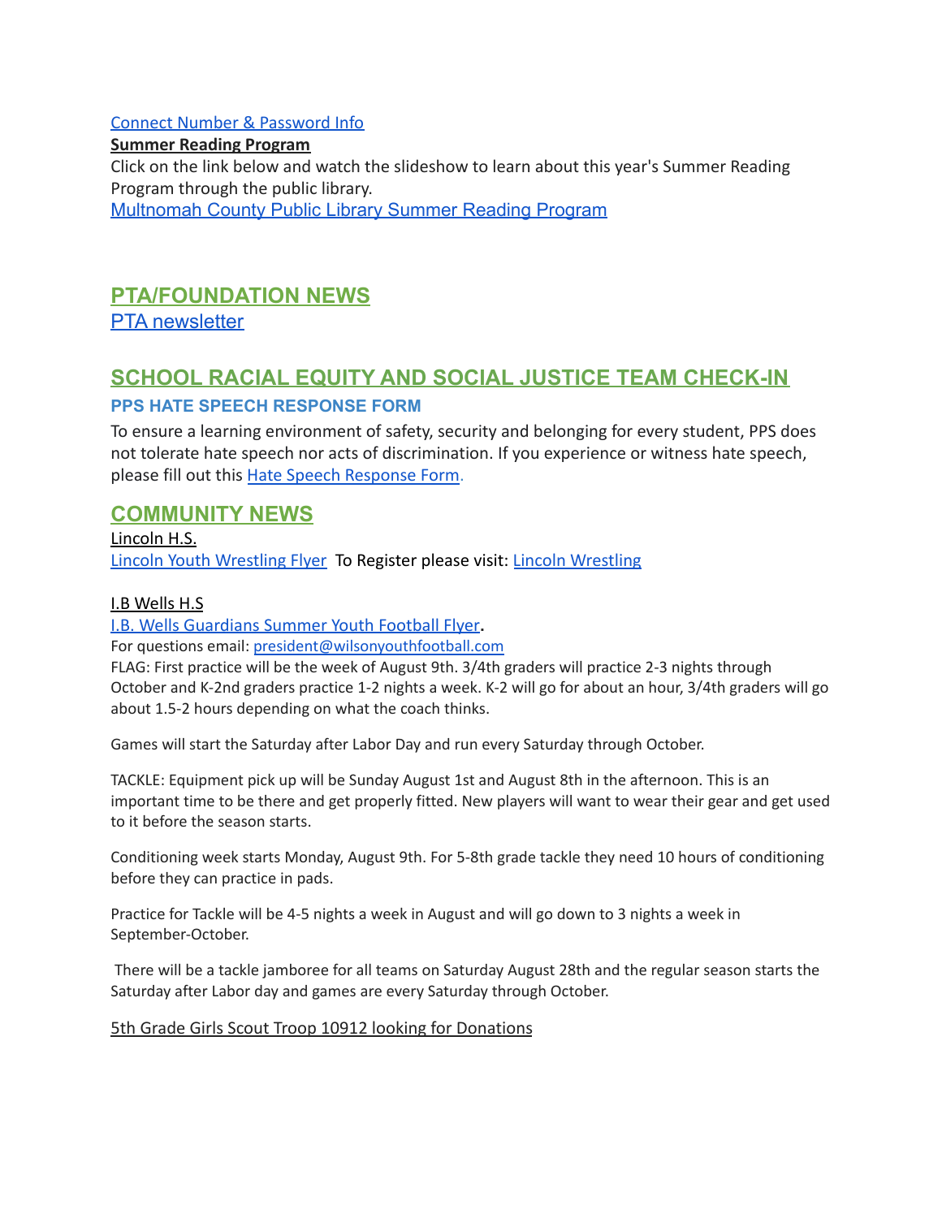Connect Number & Password Info

**Summer Reading Program**

Click on the link below and watch the slideshow to learn about this year's Summer Reading Program through the public library.

Multnomah County Public Library Summer Reading Program

## PTA/FOUNDATION NEWS

PTA newsletter

## SCHOOL RACIAL EQUITY AND SOCIAL JUSTICE TEAM CHECK-IN

### PPS HATE SPEECH RESPONSE FORM

To ensure a learning environment of safety, security and belonging for every student, PPS does not tolerate hate speech nor acts of discrimination. If you experience or witness hate speech, please fill out this Hate Speech Response Form.

## COMMUNITY NEWS

Lincoln H.S.

Lincoln Youth Wrestling Flyer  To Register please visit: Lincoln Wrestling

I.B Wells H.S

I.B. Wells Guardians Summer Youth Football Flyer.

For questions email: president@wilsonyouthfootball.com

FLAG: First practice will be the week of August 9th. 3/4th graders will practice 2-3 nights through October and K-2nd graders practice 1-2 nights a week. K-2 will go for about an hour, 3/4th graders will go about 1.5-2 hours depending on what the coach thinks.

Games will start the Saturday after Labor Day and run every Saturday through October.

TACKLE: Equipment pick up will be Sunday August 1st and August 8th in the afternoon. This is an important time to be there and get properly fitted. New players will want to wear their gear and get used to it before the season starts.

Conditioning week starts Monday, August 9th. For 5-8th grade tackle they need 10 hours of conditioning before they can practice in pads.

Practice for Tackle will be 4-5 nights a week in August and will go down to 3 nights a week in September-October.

There will be a tackle jamboree for all teams on Saturday August 28th and the regular season starts the Saturday after Labor day and games are every Saturday through October.

5th Grade Girls Scout Troop 10912 looking for Donations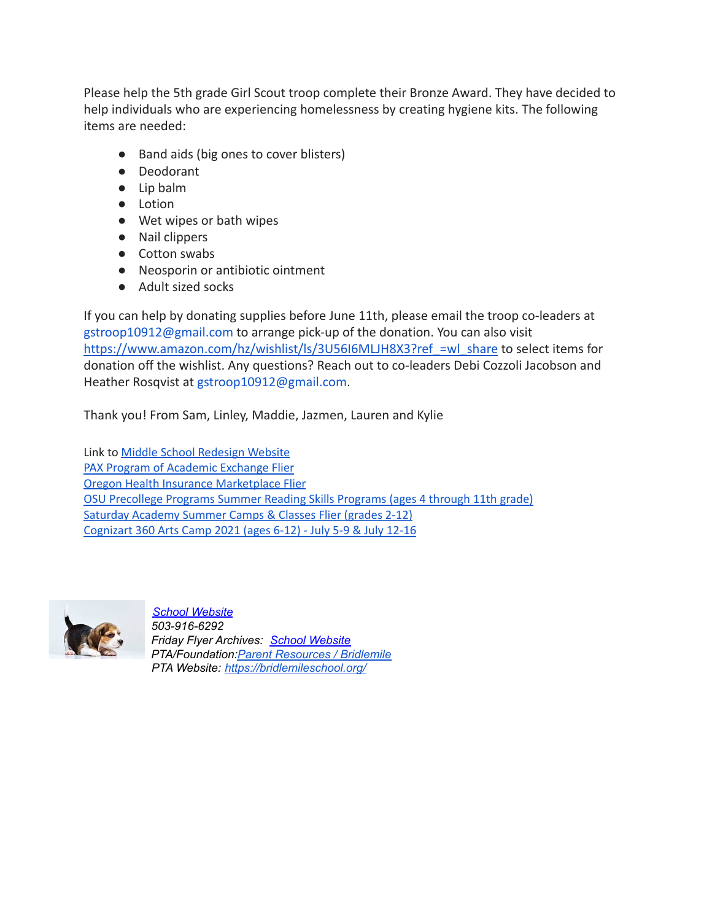Please help the 5th grade Girl Scout troop complete their Bronze Award. They have decided to help individuals who are experiencing homelessness by creating hygiene kits. The following items are needed:

- Band aids (big ones to cover blisters)
- Deodorant
- Lip balm
- Lotion
- Wet wipes or bath wipes
- Nail clippers
- Cotton swabs
- Neosporin or antibiotic ointment
- Adult sized socks

If you can help by donating supplies before June 11th, please email the troop co-leaders at gstroop10912@gmail.com to arrange pick-up of the donation. You can also visit https://www.amazon.com/hz/wishlist/ls/3U56I6MLJH8X3?ref_=wl_share to select items for donation off the wishlist. Any questions? Reach out to co-leaders Debi Cozzoli Jacobson and Heather Rosqvist at gstroop10912@gmail.com.

Thank you! From Sam, Linley, Maddie, Jazmen, Lauren and Kylie

Link to Middle School Redesign Website
PAX Program of Academic Exchange Flier
Oregon Health Insurance Marketplace Flier
OSU Precollege Programs Summer Reading Skills Programs (ages 4 through 11th grade)
Saturday Academy Summer Camps & Classes Flier (grades 2-12)
Cognizart 360 Arts Camp 2021 (ages 6-12) - July 5-9 & July 12-16

*School Website*
*503-916-6292*
*Friday Flyer Archives: School Website*
*PTA/Foundation: Parent Resources / Bridlemile*
*PTA Website: https://bridlemileschool.org/*